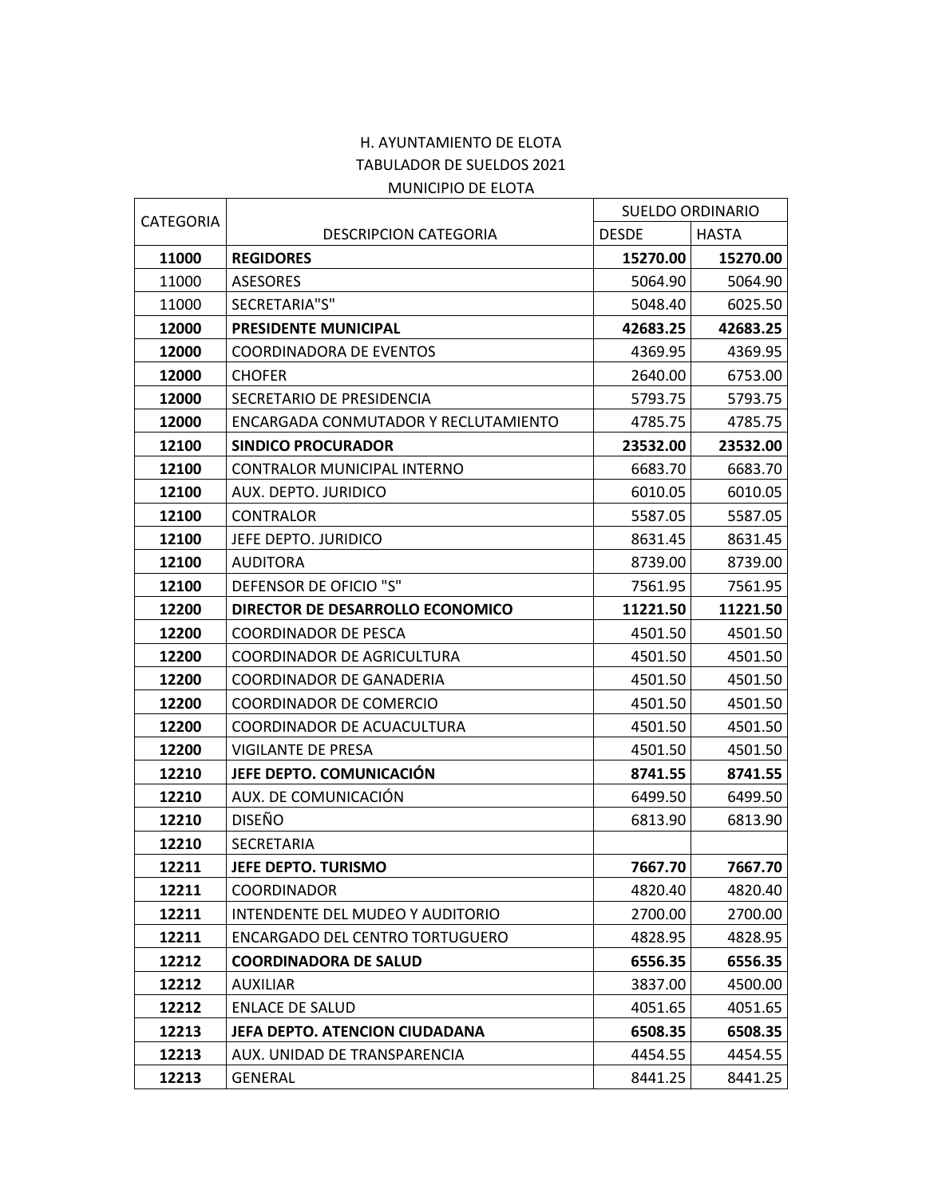H. AYUNTAMIENTO DE ELOTA

TABULADOR DE SUELDOS 2021

MUNICIPIO DE ELOTA

| CATEGORIA | DESCRIPCION CATEGORIA | SUELDO ORDINARIO | |
|---|---|---|---|
| | | DESDE | HASTA |
| **11000** | **REGIDORES** | **15270.00** | **15270.00** |
| 11000 | ASESORES | 5064.90 | 5064.90 |
| 11000 | SECRETARIA"S" | 5048.40 | 6025.50 |
| **12000** | **PRESIDENTE MUNICIPAL** | **42683.25** | **42683.25** |
| **12000** | COORDINADORA DE EVENTOS | 4369.95 | 4369.95 |
| **12000** | CHOFER | 2640.00 | 6753.00 |
| **12000** | SECRETARIO DE PRESIDENCIA | 5793.75 | 5793.75 |
| **12000** | ENCARGADA CONMUTADOR Y RECLUTAMIENTO | 4785.75 | 4785.75 |
| **12100** | **SINDICO PROCURADOR** | **23532.00** | **23532.00** |
| **12100** | CONTRALOR MUNICIPAL INTERNO | 6683.70 | 6683.70 |
| **12100** | AUX. DEPTO. JURIDICO | 6010.05 | 6010.05 |
| **12100** | CONTRALOR | 5587.05 | 5587.05 |
| **12100** | JEFE DEPTO. JURIDICO | 8631.45 | 8631.45 |
| **12100** | AUDITORA | 8739.00 | 8739.00 |
| **12100** | DEFENSOR DE OFICIO "S" | 7561.95 | 7561.95 |
| **12200** | **DIRECTOR DE DESARROLLO ECONOMICO** | **11221.50** | **11221.50** |
| **12200** | COORDINADOR DE PESCA | 4501.50 | 4501.50 |
| **12200** | COORDINADOR DE AGRICULTURA | 4501.50 | 4501.50 |
| **12200** | COORDINADOR DE GANADERIA | 4501.50 | 4501.50 |
| **12200** | COORDINADOR DE COMERCIO | 4501.50 | 4501.50 |
| **12200** | COORDINADOR DE ACUACULTURA | 4501.50 | 4501.50 |
| **12200** | VIGILANTE DE PRESA | 4501.50 | 4501.50 |
| **12210** | **JEFE DEPTO. COMUNICACIÓN** | **8741.55** | **8741.55** |
| **12210** | AUX. DE COMUNICACIÓN | 6499.50 | 6499.50 |
| **12210** | DISEÑO | 6813.90 | 6813.90 |
| **12210** | SECRETARIA | | |
| **12211** | **JEFE DEPTO. TURISMO** | **7667.70** | **7667.70** |
| **12211** | COORDINADOR | 4820.40 | 4820.40 |
| **12211** | INTENDENTE DEL MUDEO Y AUDITORIO | 2700.00 | 2700.00 |
| **12211** | ENCARGADO DEL CENTRO TORTUGUERO | 4828.95 | 4828.95 |
| **12212** | **COORDINADORA DE SALUD** | **6556.35** | **6556.35** |
| **12212** | AUXILIAR | 3837.00 | 4500.00 |
| **12212** | ENLACE DE SALUD | 4051.65 | 4051.65 |
| **12213** | **JEFA DEPTO. ATENCION CIUDADANA** | **6508.35** | **6508.35** |
| **12213** | AUX. UNIDAD DE TRANSPARENCIA | 4454.55 | 4454.55 |
| **12213** | GENERAL | 8441.25 | 8441.25 |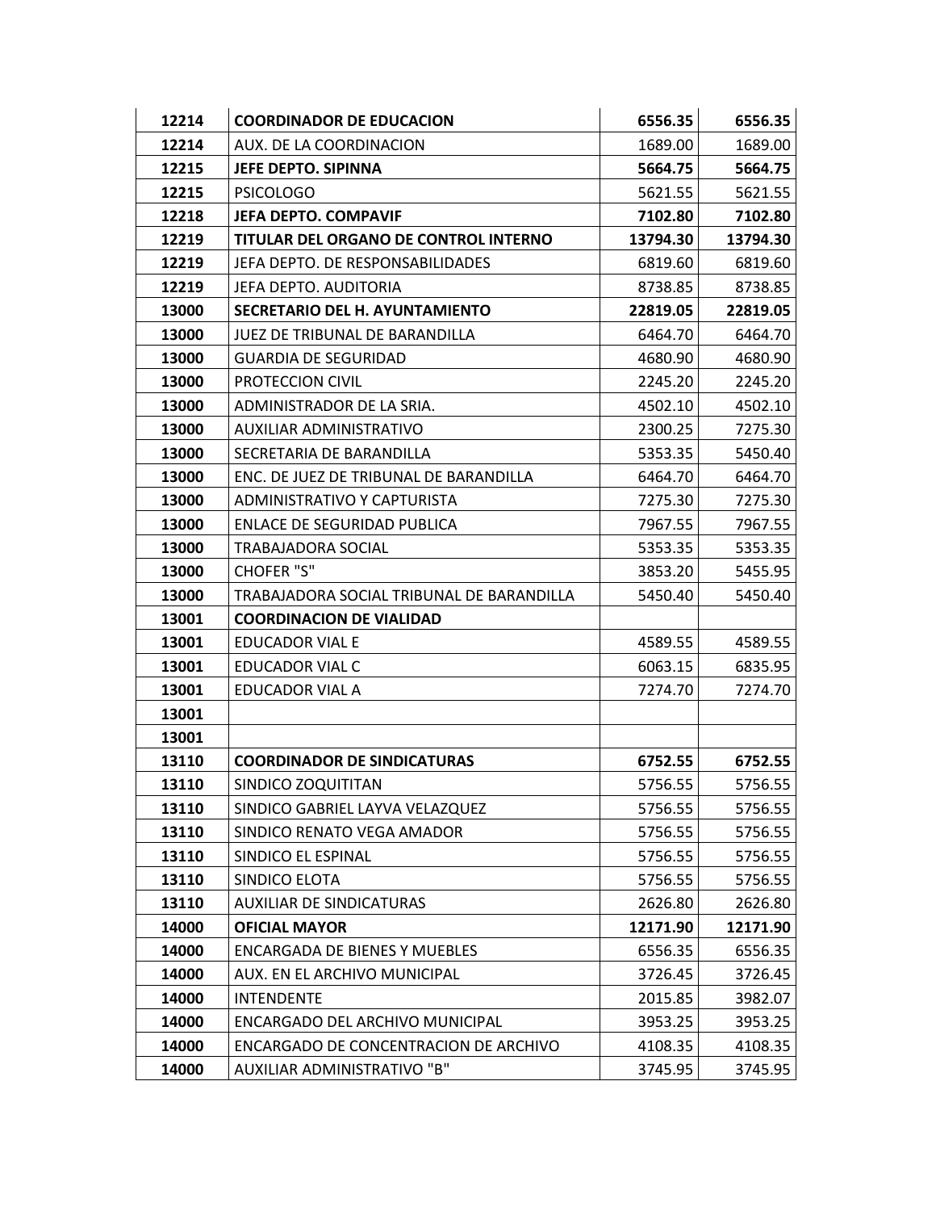| **12214** | **COORDINADOR DE EDUCACION** | **6556.35** | **6556.35** |
|---|---|---|---|
| **12214** | AUX. DE LA COORDINACION | 1689.00 | 1689.00 |
| **12215** | **JEFE DEPTO. SIPINNA** | **5664.75** | **5664.75** |
| **12215** | PSICOLOGO | 5621.55 | 5621.55 |
| **12218** | **JEFA DEPTO. COMPAVIF** | **7102.80** | **7102.80** |
| **12219** | **TITULAR DEL ORGANO DE CONTROL INTERNO** | **13794.30** | **13794.30** |
| **12219** | JEFA DEPTO. DE RESPONSABILIDADES | 6819.60 | 6819.60 |
| **12219** | JEFA DEPTO. AUDITORIA | 8738.85 | 8738.85 |
| **13000** | **SECRETARIO DEL H. AYUNTAMIENTO** | **22819.05** | **22819.05** |
| **13000** | JUEZ DE TRIBUNAL DE BARANDILLA | 6464.70 | 6464.70 |
| **13000** | GUARDIA DE SEGURIDAD | 4680.90 | 4680.90 |
| **13000** | PROTECCION CIVIL | 2245.20 | 2245.20 |
| **13000** | ADMINISTRADOR DE LA SRIA. | 4502.10 | 4502.10 |
| **13000** | AUXILIAR ADMINISTRATIVO | 2300.25 | 7275.30 |
| **13000** | SECRETARIA DE BARANDILLA | 5353.35 | 5450.40 |
| **13000** | ENC. DE JUEZ DE TRIBUNAL DE BARANDILLA | 6464.70 | 6464.70 |
| **13000** | ADMINISTRATIVO Y CAPTURISTA | 7275.30 | 7275.30 |
| **13000** | ENLACE DE SEGURIDAD PUBLICA | 7967.55 | 7967.55 |
| **13000** | TRABAJADORA SOCIAL | 5353.35 | 5353.35 |
| **13000** | CHOFER "S" | 3853.20 | 5455.95 |
| **13000** | TRABAJADORA SOCIAL TRIBUNAL DE BARANDILLA | 5450.40 | 5450.40 |
| **13001** | **COORDINACION DE VIALIDAD** | | |
| **13001** | EDUCADOR VIAL E | 4589.55 | 4589.55 |
| **13001** | EDUCADOR VIAL C | 6063.15 | 6835.95 |
| **13001** | EDUCADOR VIAL A | 7274.70 | 7274.70 |
| **13001** | | | |
| **13001** | | | |
| **13110** | **COORDINADOR DE SINDICATURAS** | **6752.55** | **6752.55** |
| **13110** | SINDICO ZOQUITITAN | 5756.55 | 5756.55 |
| **13110** | SINDICO GABRIEL LAYVA VELAZQUEZ | 5756.55 | 5756.55 |
| **13110** | SINDICO RENATO VEGA AMADOR | 5756.55 | 5756.55 |
| **13110** | SINDICO EL ESPINAL | 5756.55 | 5756.55 |
| **13110** | SINDICO ELOTA | 5756.55 | 5756.55 |
| **13110** | AUXILIAR DE SINDICATURAS | 2626.80 | 2626.80 |
| **14000** | **OFICIAL MAYOR** | **12171.90** | **12171.90** |
| **14000** | ENCARGADA DE BIENES Y MUEBLES | 6556.35 | 6556.35 |
| **14000** | AUX. EN EL ARCHIVO MUNICIPAL | 3726.45 | 3726.45 |
| **14000** | INTENDENTE | 2015.85 | 3982.07 |
| **14000** | ENCARGADO DEL ARCHIVO MUNICIPAL | 3953.25 | 3953.25 |
| **14000** | ENCARGADO DE CONCENTRACION DE ARCHIVO | 4108.35 | 4108.35 |
| **14000** | AUXILIAR ADMINISTRATIVO "B" | 3745.95 | 3745.95 |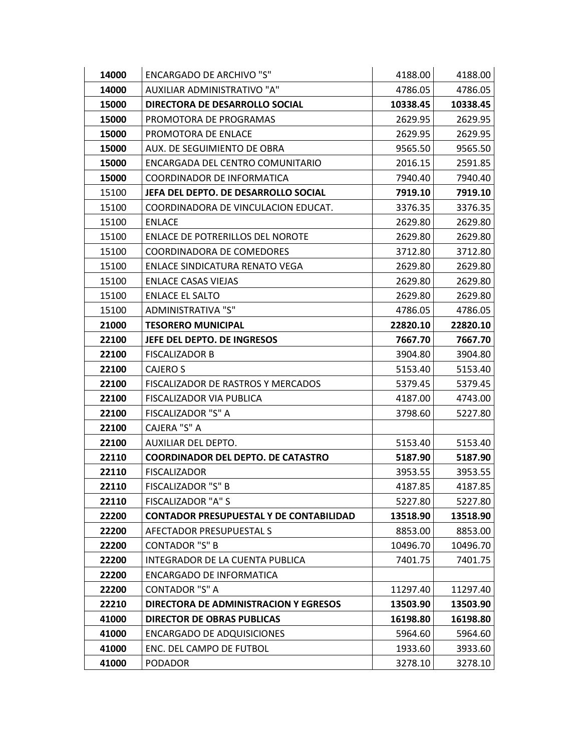| **14000** | ENCARGADO DE ARCHIVO "S" | 4188.00 | 4188.00 |
| --- | --- | --- | --- |
| **14000** | AUXILIAR ADMINISTRATIVO "A" | 4786.05 | 4786.05 |
| **15000** | **DIRECTORA DE DESARROLLO SOCIAL** | **10338.45** | **10338.45** |
| **15000** | PROMOTORA DE PROGRAMAS | 2629.95 | 2629.95 |
| **15000** | PROMOTORA DE ENLACE | 2629.95 | 2629.95 |
| **15000** | AUX. DE SEGUIMIENTO DE OBRA | 9565.50 | 9565.50 |
| **15000** | ENCARGADA DEL CENTRO COMUNITARIO | 2016.15 | 2591.85 |
| **15000** | COORDINADOR DE INFORMATICA | 7940.40 | 7940.40 |
| 15100 | **JEFA DEL DEPTO. DE DESARROLLO SOCIAL** | **7919.10** | **7919.10** |
| 15100 | COORDINADORA DE VINCULACION EDUCAT. | 3376.35 | 3376.35 |
| 15100 | ENLACE | 2629.80 | 2629.80 |
| 15100 | ENLACE DE POTRERILLOS DEL NOROTE | 2629.80 | 2629.80 |
| 15100 | COORDINADORA DE COMEDORES | 3712.80 | 3712.80 |
| 15100 | ENLACE SINDICATURA RENATO VEGA | 2629.80 | 2629.80 |
| 15100 | ENLACE CASAS VIEJAS | 2629.80 | 2629.80 |
| 15100 | ENLACE EL SALTO | 2629.80 | 2629.80 |
| 15100 | ADMINISTRATIVA "S" | 4786.05 | 4786.05 |
| **21000** | **TESORERO MUNICIPAL** | **22820.10** | **22820.10** |
| **22100** | **JEFE DEL DEPTO. DE INGRESOS** | **7667.70** | **7667.70** |
| **22100** | FISCALIZADOR B | 3904.80 | 3904.80 |
| **22100** | CAJERO S | 5153.40 | 5153.40 |
| **22100** | FISCALIZADOR DE RASTROS Y MERCADOS | 5379.45 | 5379.45 |
| **22100** | FISCALIZADOR VIA PUBLICA | 4187.00 | 4743.00 |
| **22100** | FISCALIZADOR "S" A | 3798.60 | 5227.80 |
| **22100** | CAJERA "S" A | | |
| **22100** | AUXILIAR DEL DEPTO. | 5153.40 | 5153.40 |
| **22110** | **COORDINADOR DEL DEPTO. DE CATASTRO** | **5187.90** | **5187.90** |
| **22110** | FISCALIZADOR | 3953.55 | 3953.55 |
| **22110** | FISCALIZADOR "S" B | 4187.85 | 4187.85 |
| **22110** | FISCALIZADOR "A" S | 5227.80 | 5227.80 |
| **22200** | **CONTADOR PRESUPUESTAL Y DE CONTABILIDAD** | **13518.90** | **13518.90** |
| **22200** | AFECTADOR PRESUPUESTAL S | 8853.00 | 8853.00 |
| **22200** | CONTADOR "S" B | 10496.70 | 10496.70 |
| **22200** | INTEGRADOR DE LA CUENTA PUBLICA | 7401.75 | 7401.75 |
| **22200** | ENCARGADO DE INFORMATICA | | |
| **22200** | CONTADOR "S" A | 11297.40 | 11297.40 |
| **22210** | **DIRECTORA DE ADMINISTRACION Y EGRESOS** | **13503.90** | **13503.90** |
| **41000** | **DIRECTOR DE OBRAS PUBLICAS** | **16198.80** | **16198.80** |
| **41000** | ENCARGADO DE ADQUISICIONES | 5964.60 | 5964.60 |
| **41000** | ENC. DEL CAMPO DE FUTBOL | 1933.60 | 3933.60 |
| **41000** | PODADOR | 3278.10 | 3278.10 |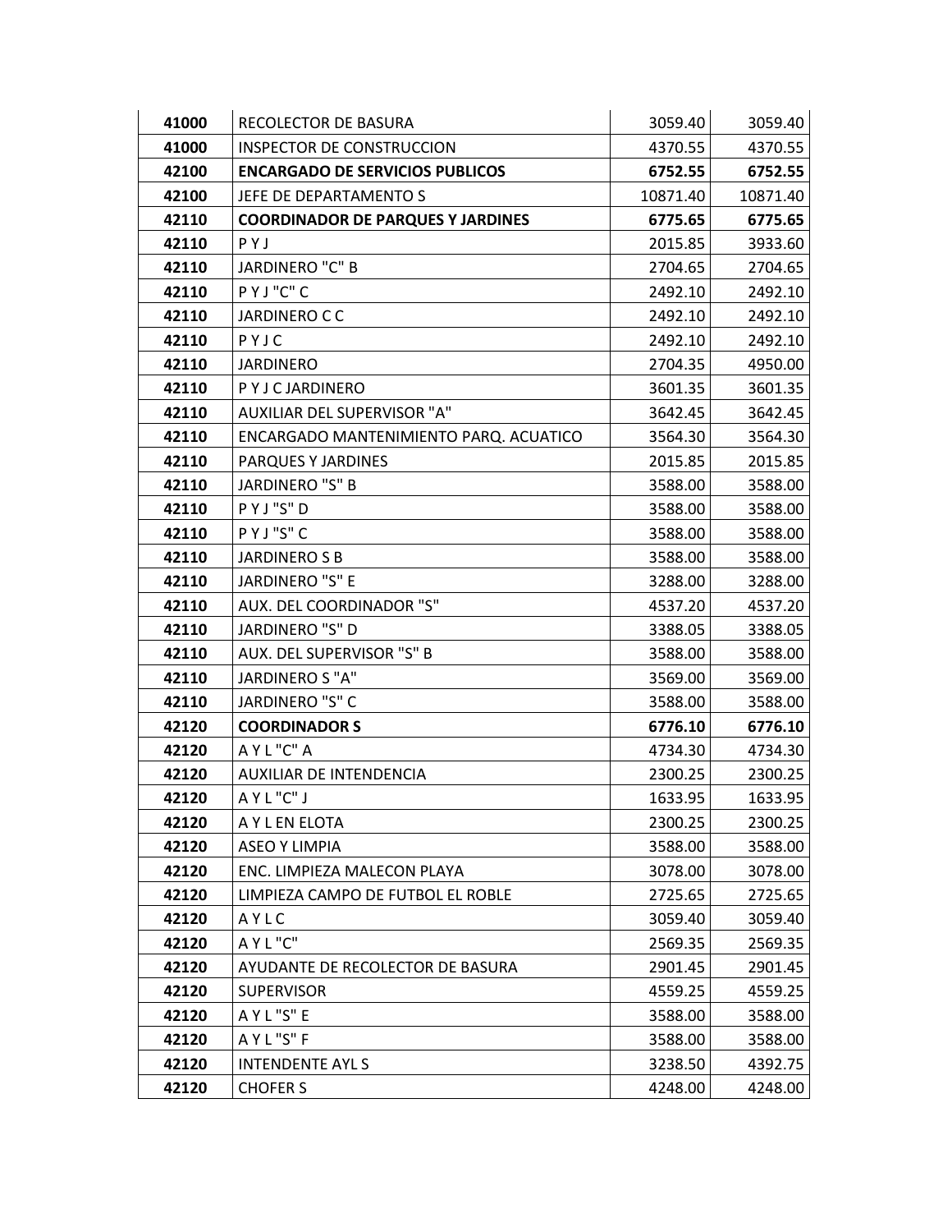| | | | |
|---|---|---|---|
| **41000** | RECOLECTOR DE BASURA | 3059.40 | 3059.40 |
| **41000** | INSPECTOR DE CONSTRUCCION | 4370.55 | 4370.55 |
| **42100** | **ENCARGADO DE SERVICIOS PUBLICOS** | **6752.55** | **6752.55** |
| **42100** | JEFE DE DEPARTAMENTO S | 10871.40 | 10871.40 |
| **42110** | **COORDINADOR DE PARQUES Y JARDINES** | **6775.65** | **6775.65** |
| **42110** | P Y J | 2015.85 | 3933.60 |
| **42110** | JARDINERO "C" B | 2704.65 | 2704.65 |
| **42110** | P Y J "C" C | 2492.10 | 2492.10 |
| **42110** | JARDINERO C C | 2492.10 | 2492.10 |
| **42110** | P Y J C | 2492.10 | 2492.10 |
| **42110** | JARDINERO | 2704.35 | 4950.00 |
| **42110** | P Y J C JARDINERO | 3601.35 | 3601.35 |
| **42110** | AUXILIAR DEL SUPERVISOR "A" | 3642.45 | 3642.45 |
| **42110** | ENCARGADO MANTENIMIENTO PARQ. ACUATICO | 3564.30 | 3564.30 |
| **42110** | PARQUES Y JARDINES | 2015.85 | 2015.85 |
| **42110** | JARDINERO "S" B | 3588.00 | 3588.00 |
| **42110** | P Y J "S" D | 3588.00 | 3588.00 |
| **42110** | P Y J "S" C | 3588.00 | 3588.00 |
| **42110** | JARDINERO S B | 3588.00 | 3588.00 |
| **42110** | JARDINERO "S" E | 3288.00 | 3288.00 |
| **42110** | AUX. DEL COORDINADOR "S" | 4537.20 | 4537.20 |
| **42110** | JARDINERO "S" D | 3388.05 | 3388.05 |
| **42110** | AUX. DEL SUPERVISOR "S" B | 3588.00 | 3588.00 |
| **42110** | JARDINERO S "A" | 3569.00 | 3569.00 |
| **42110** | JARDINERO "S" C | 3588.00 | 3588.00 |
| **42120** | **COORDINADOR S** | **6776.10** | **6776.10** |
| **42120** | A Y L "C" A | 4734.30 | 4734.30 |
| **42120** | AUXILIAR DE INTENDENCIA | 2300.25 | 2300.25 |
| **42120** | A Y L "C" J | 1633.95 | 1633.95 |
| **42120** | A Y L EN ELOTA | 2300.25 | 2300.25 |
| **42120** | ASEO Y LIMPIA | 3588.00 | 3588.00 |
| **42120** | ENC. LIMPIEZA MALECON PLAYA | 3078.00 | 3078.00 |
| **42120** | LIMPIEZA CAMPO DE FUTBOL EL ROBLE | 2725.65 | 2725.65 |
| **42120** | A Y L C | 3059.40 | 3059.40 |
| **42120** | A Y L "C" | 2569.35 | 2569.35 |
| **42120** | AYUDANTE DE RECOLECTOR DE BASURA | 2901.45 | 2901.45 |
| **42120** | SUPERVISOR | 4559.25 | 4559.25 |
| **42120** | A Y L "S" E | 3588.00 | 3588.00 |
| **42120** | A Y L "S" F | 3588.00 | 3588.00 |
| **42120** | INTENDENTE AYL S | 3238.50 | 4392.75 |
| **42120** | CHOFER S | 4248.00 | 4248.00 |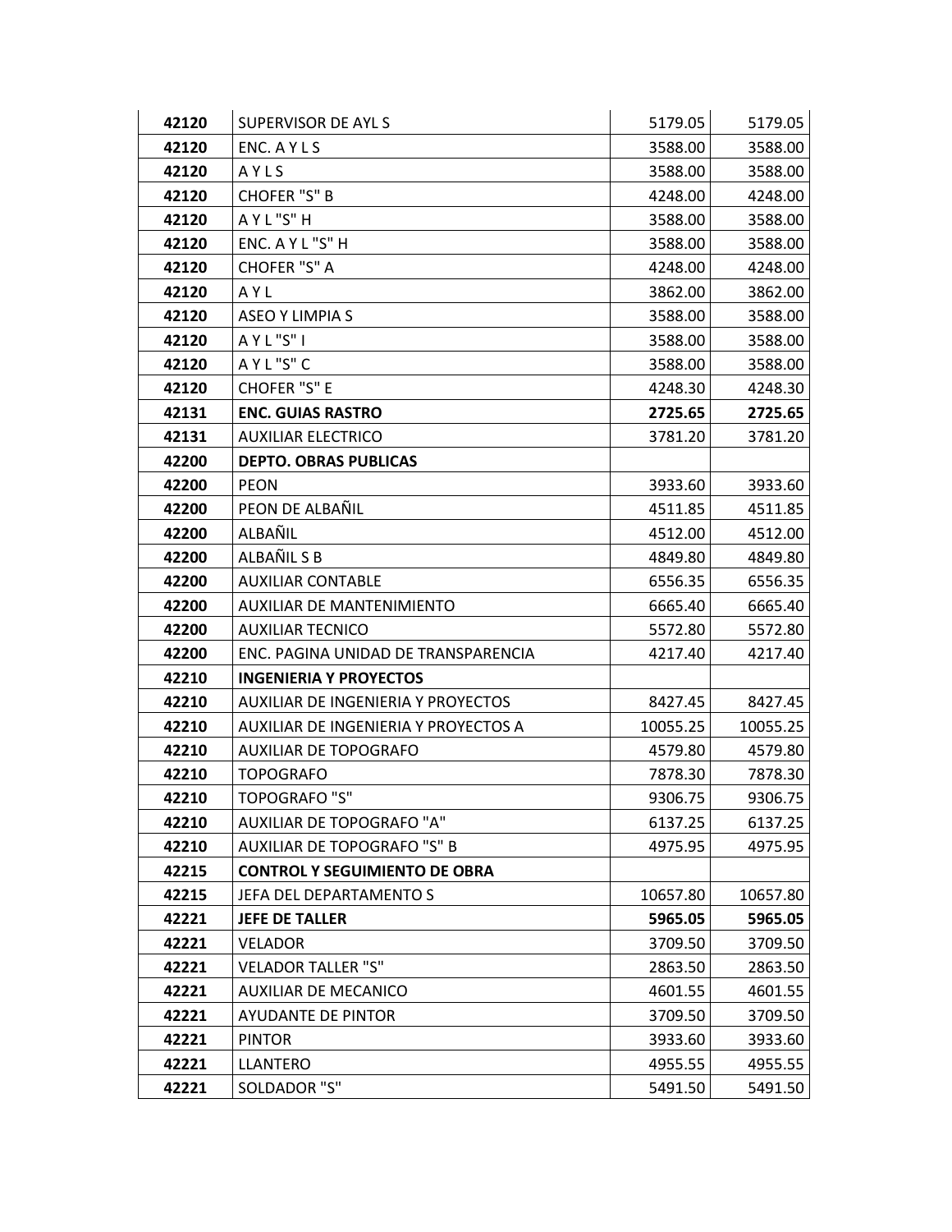| | | | |
|---|---|---|---|
| **42120** | SUPERVISOR DE AYL S | 5179.05 | 5179.05 |
| **42120** | ENC. A Y L S | 3588.00 | 3588.00 |
| **42120** | A Y L S | 3588.00 | 3588.00 |
| **42120** | CHOFER "S" B | 4248.00 | 4248.00 |
| **42120** | A Y L "S" H | 3588.00 | 3588.00 |
| **42120** | ENC. A Y L "S" H | 3588.00 | 3588.00 |
| **42120** | CHOFER "S" A | 4248.00 | 4248.00 |
| **42120** | A Y L | 3862.00 | 3862.00 |
| **42120** | ASEO Y LIMPIA S | 3588.00 | 3588.00 |
| **42120** | A Y L "S" I | 3588.00 | 3588.00 |
| **42120** | A Y L "S" C | 3588.00 | 3588.00 |
| **42120** | CHOFER "S" E | 4248.30 | 4248.30 |
| **42131** | **ENC. GUIAS RASTRO** | **2725.65** | **2725.65** |
| **42131** | AUXILIAR ELECTRICO | 3781.20 | 3781.20 |
| **42200** | **DEPTO. OBRAS PUBLICAS** | | |
| **42200** | PEON | 3933.60 | 3933.60 |
| **42200** | PEON DE ALBAÑIL | 4511.85 | 4511.85 |
| **42200** | ALBAÑIL | 4512.00 | 4512.00 |
| **42200** | ALBAÑIL S B | 4849.80 | 4849.80 |
| **42200** | AUXILIAR CONTABLE | 6556.35 | 6556.35 |
| **42200** | AUXILIAR DE MANTENIMIENTO | 6665.40 | 6665.40 |
| **42200** | AUXILIAR TECNICO | 5572.80 | 5572.80 |
| **42200** | ENC. PAGINA UNIDAD DE TRANSPARENCIA | 4217.40 | 4217.40 |
| **42210** | **INGENIERIA Y PROYECTOS** | | |
| **42210** | AUXILIAR DE INGENIERIA Y PROYECTOS | 8427.45 | 8427.45 |
| **42210** | AUXILIAR DE INGENIERIA Y PROYECTOS A | 10055.25 | 10055.25 |
| **42210** | AUXILIAR DE TOPOGRAFO | 4579.80 | 4579.80 |
| **42210** | TOPOGRAFO | 7878.30 | 7878.30 |
| **42210** | TOPOGRAFO "S" | 9306.75 | 9306.75 |
| **42210** | AUXILIAR DE TOPOGRAFO "A" | 6137.25 | 6137.25 |
| **42210** | AUXILIAR DE TOPOGRAFO "S" B | 4975.95 | 4975.95 |
| **42215** | **CONTROL Y SEGUIMIENTO DE OBRA** | | |
| **42215** | JEFA DEL DEPARTAMENTO S | 10657.80 | 10657.80 |
| **42221** | **JEFE DE TALLER** | **5965.05** | **5965.05** |
| **42221** | VELADOR | 3709.50 | 3709.50 |
| **42221** | VELADOR TALLER "S" | 2863.50 | 2863.50 |
| **42221** | AUXILIAR DE MECANICO | 4601.55 | 4601.55 |
| **42221** | AYUDANTE DE PINTOR | 3709.50 | 3709.50 |
| **42221** | PINTOR | 3933.60 | 3933.60 |
| **42221** | LLANTERO | 4955.55 | 4955.55 |
| **42221** | SOLDADOR "S" | 5491.50 | 5491.50 |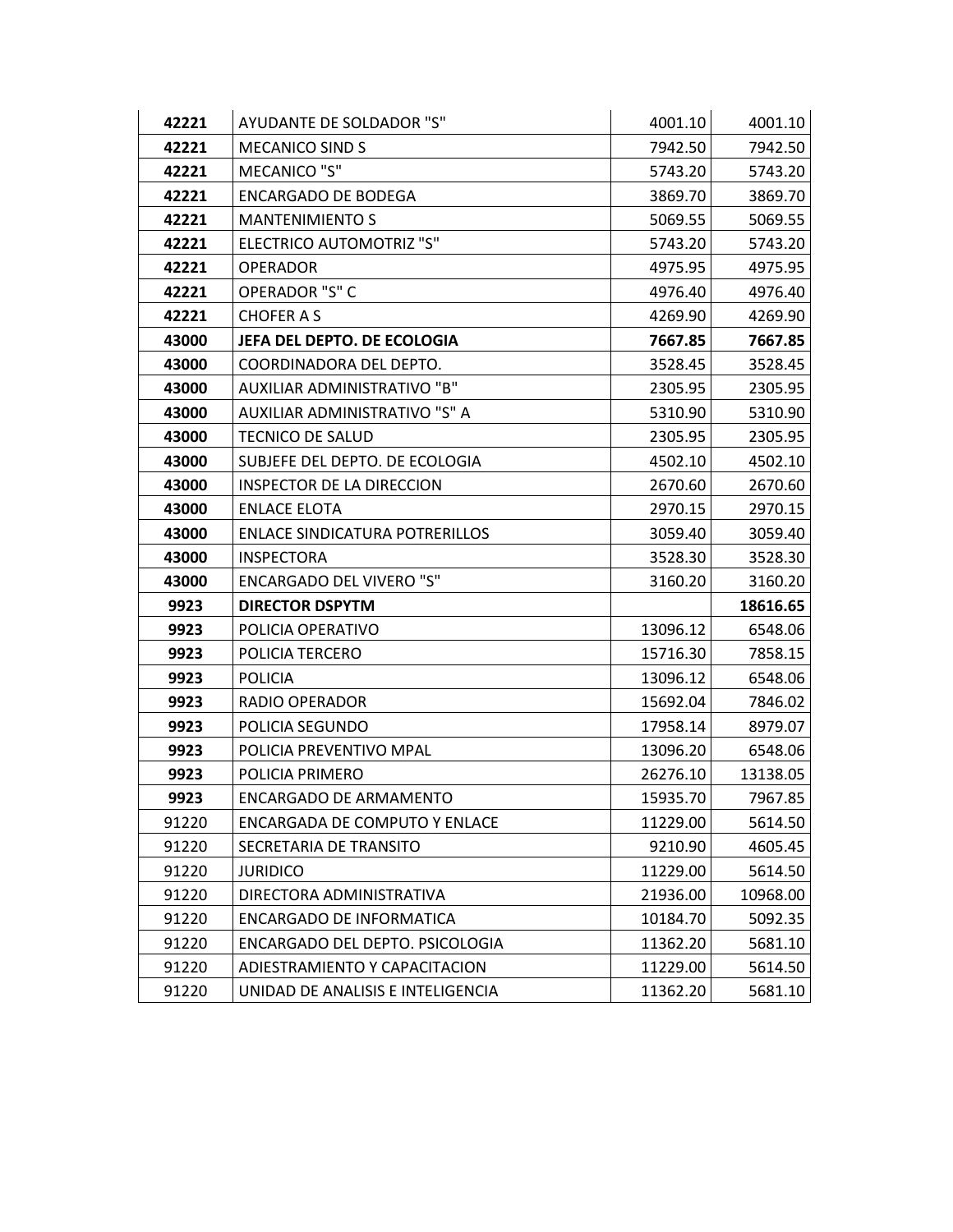| | | | |
|---|---|---|---|
| **42221** | AYUDANTE DE SOLDADOR "S" | 4001.10 | 4001.10 |
| **42221** | MECANICO SIND S | 7942.50 | 7942.50 |
| **42221** | MECANICO "S" | 5743.20 | 5743.20 |
| **42221** | ENCARGADO DE BODEGA | 3869.70 | 3869.70 |
| **42221** | MANTENIMIENTO S | 5069.55 | 5069.55 |
| **42221** | ELECTRICO AUTOMOTRIZ "S" | 5743.20 | 5743.20 |
| **42221** | OPERADOR | 4975.95 | 4975.95 |
| **42221** | OPERADOR "S" C | 4976.40 | 4976.40 |
| **42221** | CHOFER A S | 4269.90 | 4269.90 |
| **43000** | **JEFA DEL DEPTO. DE ECOLOGIA** | **7667.85** | **7667.85** |
| **43000** | COORDINADORA DEL DEPTO. | 3528.45 | 3528.45 |
| **43000** | AUXILIAR ADMINISTRATIVO "B" | 2305.95 | 2305.95 |
| **43000** | AUXILIAR ADMINISTRATIVO "S" A | 5310.90 | 5310.90 |
| **43000** | TECNICO DE SALUD | 2305.95 | 2305.95 |
| **43000** | SUBJEFE DEL DEPTO. DE ECOLOGIA | 4502.10 | 4502.10 |
| **43000** | INSPECTOR DE LA DIRECCION | 2670.60 | 2670.60 |
| **43000** | ENLACE ELOTA | 2970.15 | 2970.15 |
| **43000** | ENLACE SINDICATURA POTRERILLOS | 3059.40 | 3059.40 |
| **43000** | INSPECTORA | 3528.30 | 3528.30 |
| **43000** | ENCARGADO DEL VIVERO "S" | 3160.20 | 3160.20 |
| **9923** | **DIRECTOR DSPYTM** | | **18616.65** |
| **9923** | POLICIA OPERATIVO | 13096.12 | 6548.06 |
| **9923** | POLICIA TERCERO | 15716.30 | 7858.15 |
| **9923** | POLICIA | 13096.12 | 6548.06 |
| **9923** | RADIO OPERADOR | 15692.04 | 7846.02 |
| **9923** | POLICIA SEGUNDO | 17958.14 | 8979.07 |
| **9923** | POLICIA PREVENTIVO MPAL | 13096.20 | 6548.06 |
| **9923** | POLICIA PRIMERO | 26276.10 | 13138.05 |
| **9923** | ENCARGADO DE ARMAMENTO | 15935.70 | 7967.85 |
| 91220 | ENCARGADA DE COMPUTO Y ENLACE | 11229.00 | 5614.50 |
| 91220 | SECRETARIA DE TRANSITO | 9210.90 | 4605.45 |
| 91220 | JURIDICO | 11229.00 | 5614.50 |
| 91220 | DIRECTORA ADMINISTRATIVA | 21936.00 | 10968.00 |
| 91220 | ENCARGADO DE INFORMATICA | 10184.70 | 5092.35 |
| 91220 | ENCARGADO DEL DEPTO. PSICOLOGIA | 11362.20 | 5681.10 |
| 91220 | ADIESTRAMIENTO Y CAPACITACION | 11229.00 | 5614.50 |
| 91220 | UNIDAD DE ANALISIS E INTELIGENCIA | 11362.20 | 5681.10 |